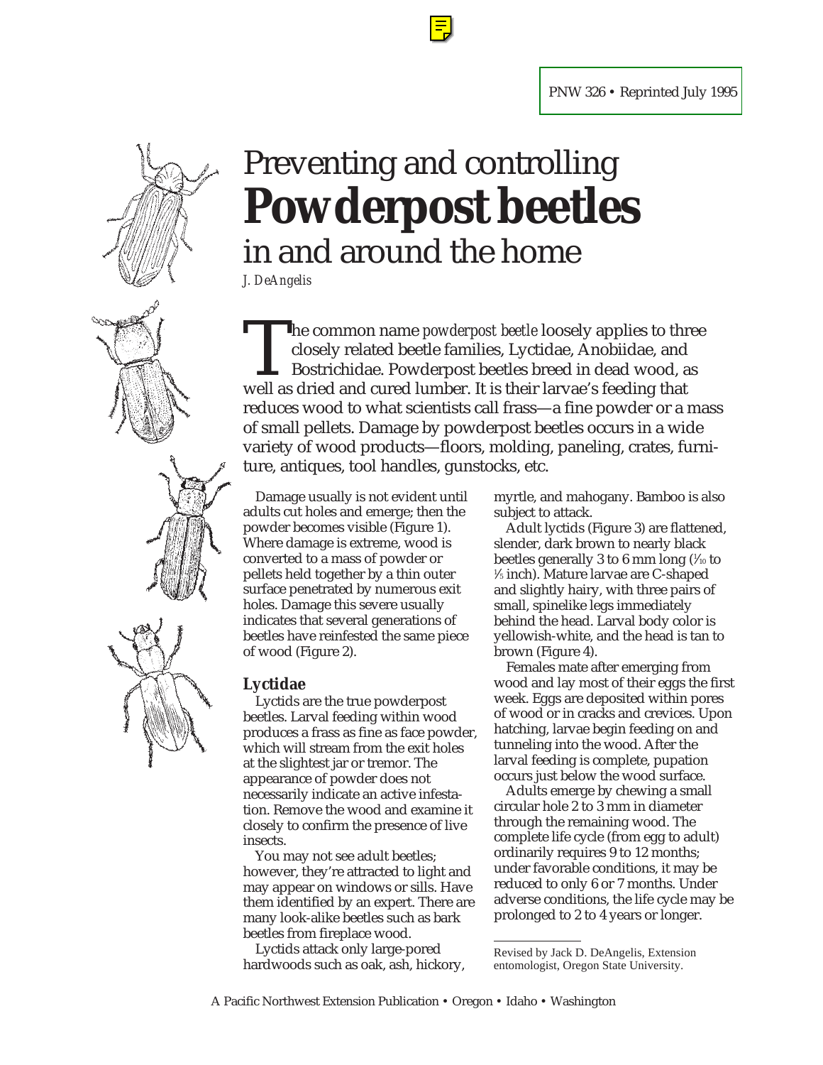PNW 326 • Reprinted July 1995

# Preventing and controlling **Powderpost beetles** in and around the home

*J. DeAngelis*

The common name *powderpost beetle* loosely applies to three closely related beetle families, Lyctidae, Anobiidae, and Bostrichidae. Powderpost beetles breed in dead wood, as well as dried and cured lumber. It is their larvae's feeding that reduces wood to what scientists call frass—a fine powder or a mass of small pellets. Damage by powderpost beetles occurs in a wide variety of wood products—floors, molding, paneling, crates, furniture, antiques, tool handles, gunstocks, etc.

Damage usually is not evident until adults cut holes and emerge; then the powder becomes visible (Figure 1). Where damage is extreme, wood is converted to a mass of powder or pellets held together by a thin outer surface penetrated by numerous exit holes. Damage this severe usually indicates that several generations of beetles have reinfested the same piece of wood (Figure 2).

## Lyctidae

Lyctids are the true powderpost beetles. Larval feeding within wood produces a frass as fine as face powder, which will stream from the exit holes at the slightest jar or tremor. The appearance of powder does not necessarily indicate an active infestation. Remove the wood and examine it closely to confirm the presence of live insects.

You may not see adult beetles; however, they're attracted to light and may appear on windows or sills. Have them identified by an expert. There are many look-alike beetles such as bark beetles from fireplace wood.

Lyctids attack only large-pored hardwoods such as oak, ash, hickory, myrtle, and mahogany. Bamboo is also subject to attack.

Adult lyctids (Figure 3) are flattened, slender, dark brown to nearly black beetles generally 3 to 6 mm long (1⁄10 to 1⁄5 inch). Mature larvae are C-shaped and slightly hairy, with three pairs of small, spinelike legs immediately behind the head. Larval body color is yellowish-white, and the head is tan to brown (Figure 4).

Females mate after emerging from wood and lay most of their eggs the first week. Eggs are deposited within pores of wood or in cracks and crevices. Upon hatching, larvae begin feeding on and tunneling into the wood. After the larval feeding is complete, pupation occurs just below the wood surface.

Adults emerge by chewing a small circular hole 2 to 3 mm in diameter through the remaining wood. The complete life cycle (from egg to adult) ordinarily requires 9 to 12 months; under favorable conditions, it may be reduced to only 6 or 7 months. Under adverse conditions, the life cycle may be prolonged to 2 to 4 years or longer.

---

Revised by Jack D. DeAngelis, Extension entomologist, Oregon State University.

A Pacific Northwest Extension Publication • Oregon • Idaho • Washington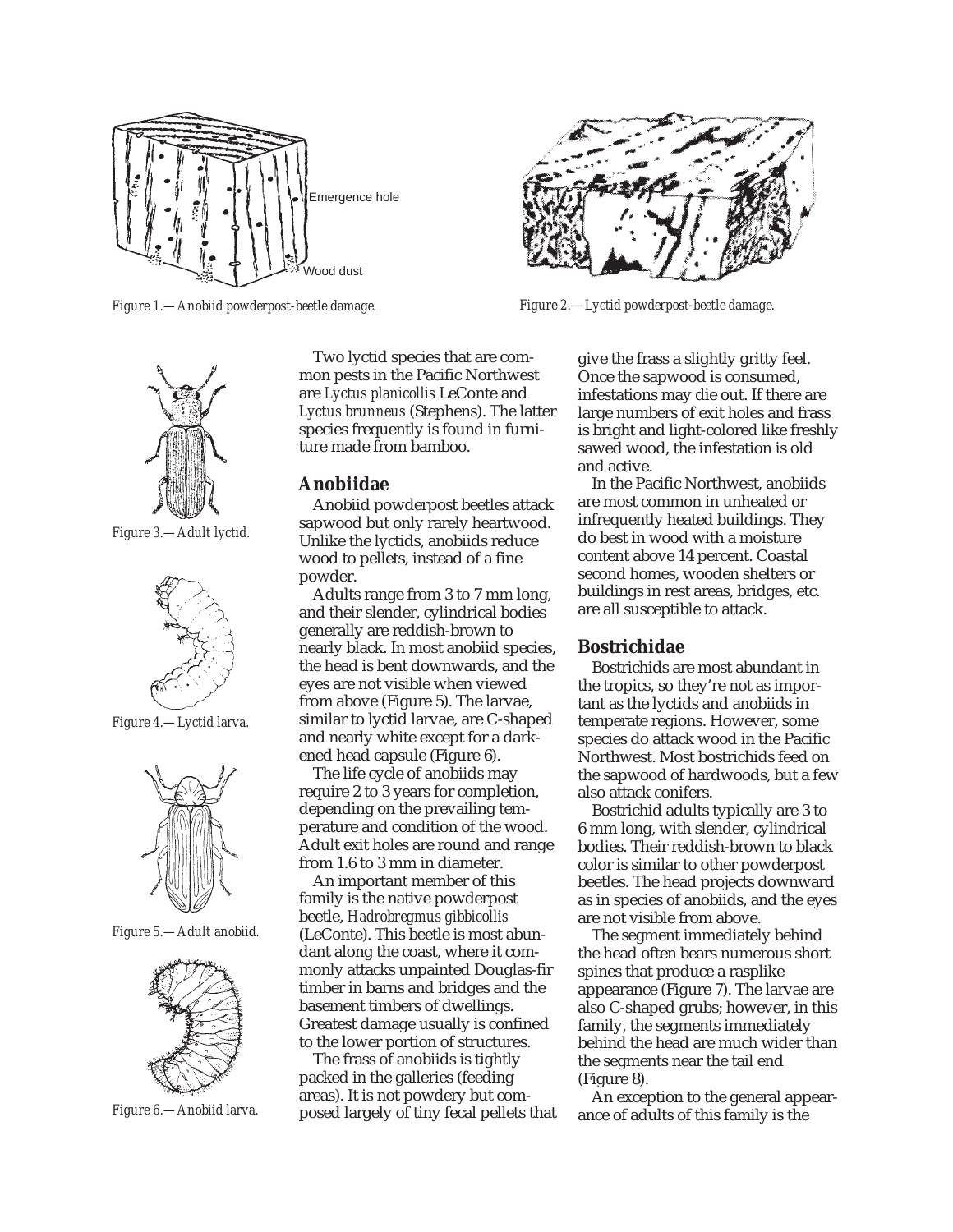Emergence hole

Wood dust

*Figure 1.—Anobiid powderpost-beetle damage.*

*Figure 2.—Lyctid powderpost-beetle damage.*

*Figure 3.—Adult lyctid.*

*Figure 4.—Lyctid larva.*

*Figure 5.—Adult anobiid.*

*Figure 6.—Anobiid larva.*

Two lyctid species that are common pests in the Pacific Northwest are *Lyctus planicollis* LeConte and *Lyctus brunneus* (Stephens). The latter species frequently is found in furniture made from bamboo.

## Anobiidae

Anobiid powderpost beetles attack sapwood but only rarely heartwood. Unlike the lyctids, anobiids reduce wood to pellets, instead of a fine powder.

Adults range from 3 to 7 mm long, and their slender, cylindrical bodies generally are reddish-brown to nearly black. In most anobiid species, the head is bent downwards, and the eyes are not visible when viewed from above (Figure 5). The larvae, similar to lyctid larvae, are C-shaped and nearly white except for a darkened head capsule (Figure 6).

The life cycle of anobiids may require 2 to 3 years for completion, depending on the prevailing temperature and condition of the wood. Adult exit holes are round and range from 1.6 to 3 mm in diameter.

An important member of this family is the native powderpost beetle, *Hadrobregmus gibbicollis* (LeConte). This beetle is most abundant along the coast, where it commonly attacks unpainted Douglas-fir timber in barns and bridges and the basement timbers of dwellings. Greatest damage usually is confined to the lower portion of structures.

The frass of anobiids is tightly packed in the galleries (feeding areas). It is not powdery but composed largely of tiny fecal pellets that give the frass a slightly gritty feel. Once the sapwood is consumed, infestations may die out. If there are large numbers of exit holes and frass is bright and light-colored like freshly sawed wood, the infestation is old and active.

In the Pacific Northwest, anobiids are most common in unheated or infrequently heated buildings. They do best in wood with a moisture content above 14 percent. Coastal second homes, wooden shelters or buildings in rest areas, bridges, etc. are all susceptible to attack.

## Bostrichidae

Bostrichids are most abundant in the tropics, so they're not as important as the lyctids and anobiids in temperate regions. However, some species do attack wood in the Pacific Northwest. Most bostrichids feed on the sapwood of hardwoods, but a few also attack conifers.

Bostrichid adults typically are 3 to 6 mm long, with slender, cylindrical bodies. Their reddish-brown to black color is similar to other powderpost beetles. The head projects downward as in species of anobiids, and the eyes are not visible from above.

The segment immediately behind the head often bears numerous short spines that produce a rasplike appearance (Figure 7). The larvae are also C-shaped grubs; however, in this family, the segments immediately behind the head are much wider than the segments near the tail end (Figure 8).

An exception to the general appearance of adults of this family is the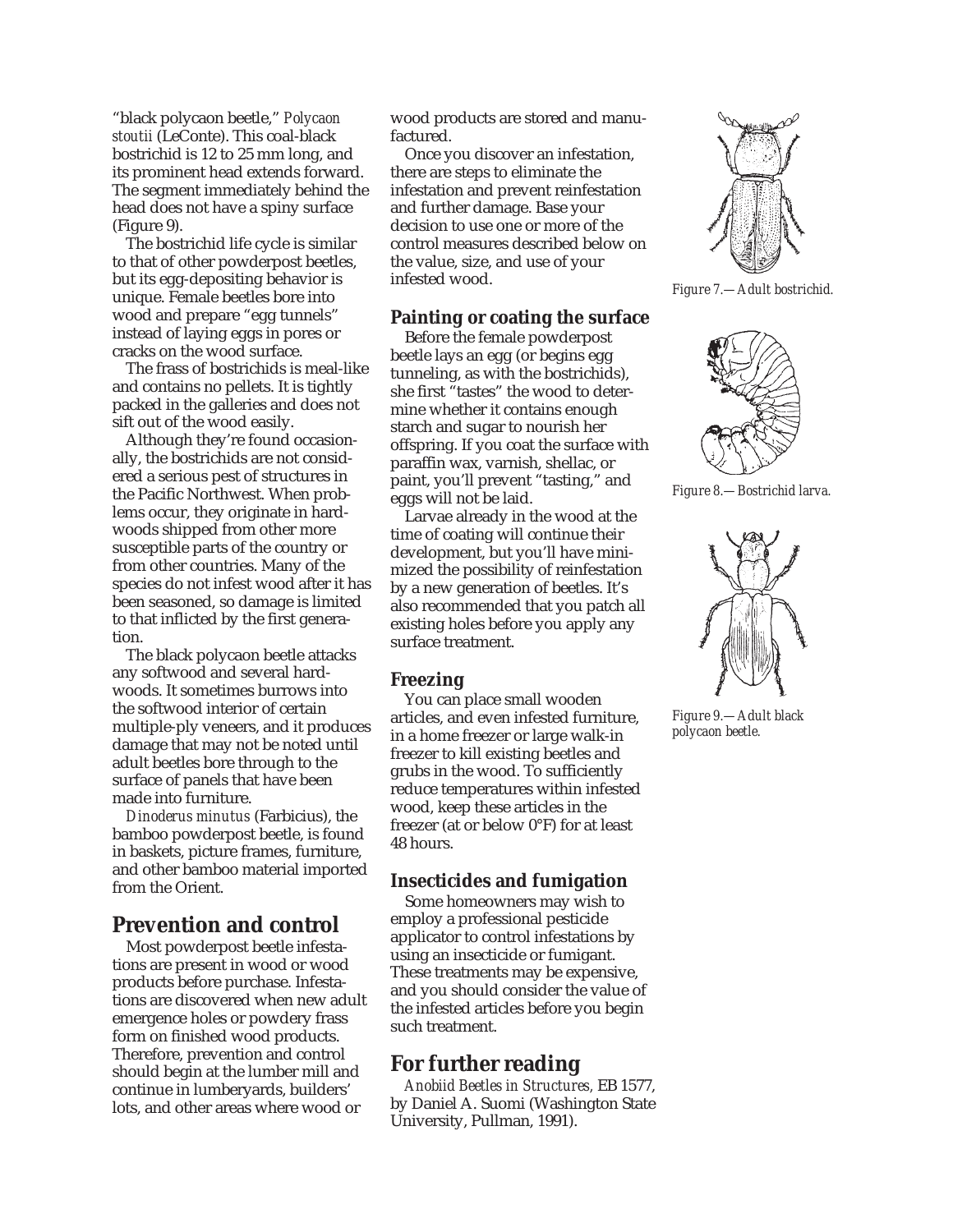"black polycaon beetle," *Polycaon stoutii* (LeConte). This coal-black bostrichid is 12 to 25 mm long, and its prominent head extends forward. The segment immediately behind the head does not have a spiny surface (Figure 9).

The bostrichid life cycle is similar to that of other powderpost beetles, but its egg-depositing behavior is unique. Female beetles bore into wood and prepare "egg tunnels" instead of laying eggs in pores or cracks on the wood surface.

The frass of bostrichids is meal-like and contains no pellets. It is tightly packed in the galleries and does not sift out of the wood easily.

Although they're found occasionally, the bostrichids are not considered a serious pest of structures in the Pacific Northwest. When problems occur, they originate in hardwoods shipped from other more susceptible parts of the country or from other countries. Many of the species do not infest wood after it has been seasoned, so damage is limited to that inflicted by the first generation.

The black polycaon beetle attacks any softwood and several hardwoods. It sometimes burrows into the softwood interior of certain multiple-ply veneers, and it produces damage that may not be noted until adult beetles bore through to the surface of panels that have been made into furniture.

*Dinoderus minutus* (Farbicius), the bamboo powderpost beetle, is found in baskets, picture frames, furniture, and other bamboo material imported from the Orient.

## Prevention and control

Most powderpost beetle infestations are present in wood or wood products before purchase. Infestations are discovered when new adult emergence holes or powdery frass form on finished wood products. Therefore, prevention and control should begin at the lumber mill and continue in lumberyards, builders' lots, and other areas where wood or wood products are stored and manufactured.

Once you discover an infestation, there are steps to eliminate the infestation and prevent reinfestation and further damage. Base your decision to use one or more of the control measures described below on the value, size, and use of your infested wood.

### Painting or coating the surface

Before the female powderpost beetle lays an egg (or begins egg tunneling, as with the bostrichids), she first "tastes" the wood to determine whether it contains enough starch and sugar to nourish her offspring. If you coat the surface with paraffin wax, varnish, shellac, or paint, you'll prevent "tasting," and eggs will not be laid.

Larvae already in the wood at the time of coating will continue their development, but you'll have minimized the possibility of reinfestation by a new generation of beetles. It's also recommended that you patch all existing holes before you apply any surface treatment.

### Freezing

You can place small wooden articles, and even infested furniture, in a home freezer or large walk-in freezer to kill existing beetles and grubs in the wood. To sufficiently reduce temperatures within infested wood, keep these articles in the freezer (at or below 0°F) for at least 48 hours.

### Insecticides and fumigation

Some homeowners may wish to employ a professional pesticide applicator to control infestations by using an insecticide or fumigant. These treatments may be expensive, and you should consider the value of the infested articles before you begin such treatment.

## For further reading

*Anobiid Beetles in Structures,* EB 1577, by Daniel A. Suomi (Washington State University, Pullman, 1991).

*Figure 7.—Adult bostrichid.*

*Figure 8.—Bostrichid larva.*

*Figure 9.—Adult black polycaon beetle.*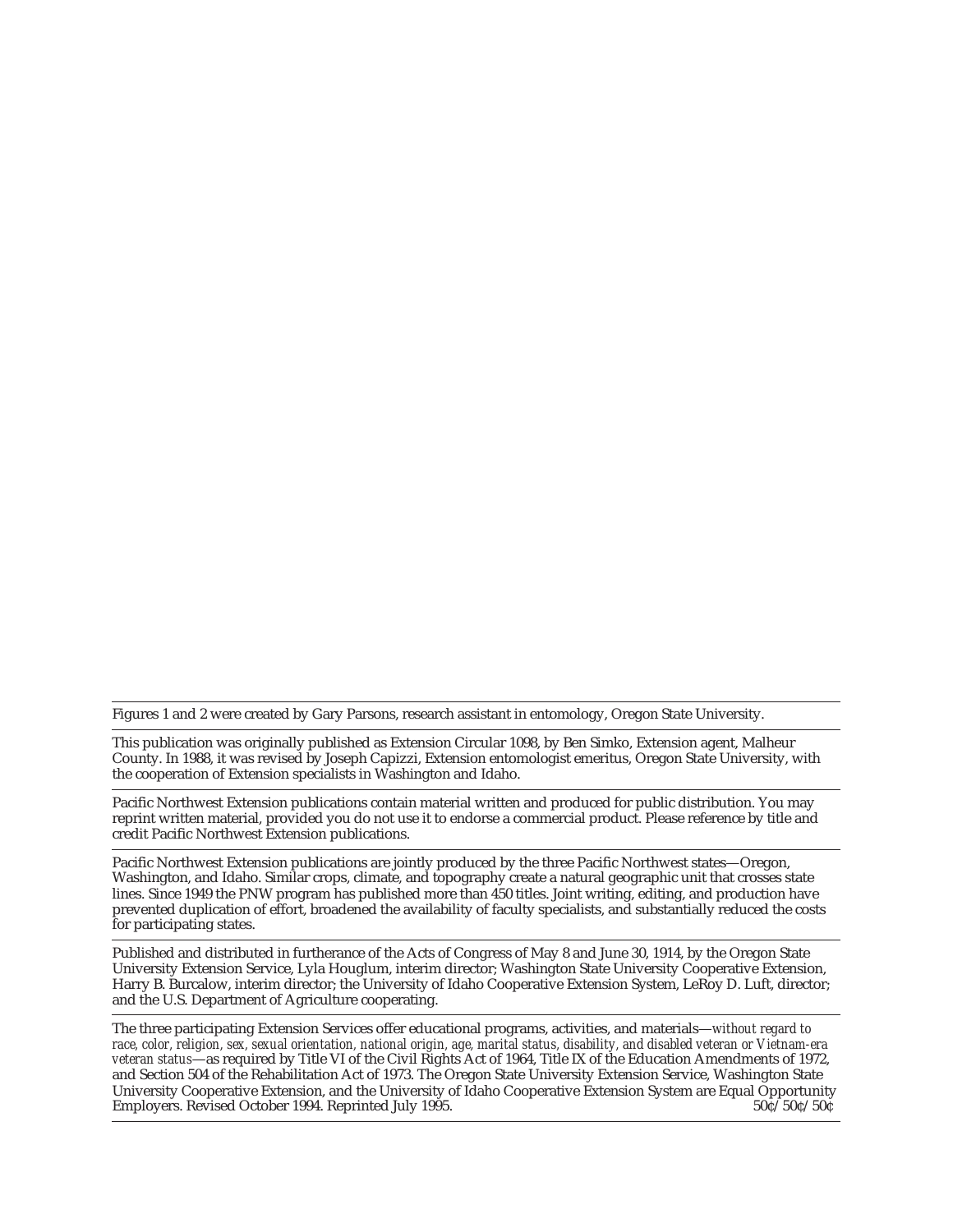Figures 1 and 2 were created by Gary Parsons, research assistant in entomology, Oregon State University.

---

This publication was originally published as Extension Circular 1098, by Ben Simko, Extension agent, Malheur County. In 1988, it was revised by Joseph Capizzi, Extension entomologist emeritus, Oregon State University, with the cooperation of Extension specialists in Washington and Idaho.

---

Pacific Northwest Extension publications contain material written and produced for public distribution. You may reprint written material, provided you do not use it to endorse a commercial product. Please reference by title and credit Pacific Northwest Extension publications.

---

Pacific Northwest Extension publications are jointly produced by the three Pacific Northwest states—Oregon, Washington, and Idaho. Similar crops, climate, and topography create a natural geographic unit that crosses state lines. Since 1949 the PNW program has published more than 450 titles. Joint writing, editing, and production have prevented duplication of effort, broadened the availability of faculty specialists, and substantially reduced the costs for participating states.

---

Published and distributed in furtherance of the Acts of Congress of May 8 and June 30, 1914, by the Oregon State University Extension Service, Lyla Houglum, interim director; Washington State University Cooperative Extension, Harry B. Burcalow, interim director; the University of Idaho Cooperative Extension System, LeRoy D. Luft, director; and the U.S. Department of Agriculture cooperating.

---

The three participating Extension Services offer educational programs, activities, and materials—*without regard to race, color, religion, sex, sexual orientation, national origin, age, marital status, disability, and disabled veteran or Vietnam-era veteran status*—as required by Title VI of the Civil Rights Act of 1964, Title IX of the Education Amendments of 1972, and Section 504 of the Rehabilitation Act of 1973. The Oregon State University Extension Service, Washington State University Cooperative Extension, and the University of Idaho Cooperative Extension System are Equal Opportunity Employers. Revised October 1994. Reprinted July 1995. 50¢/50¢/50¢